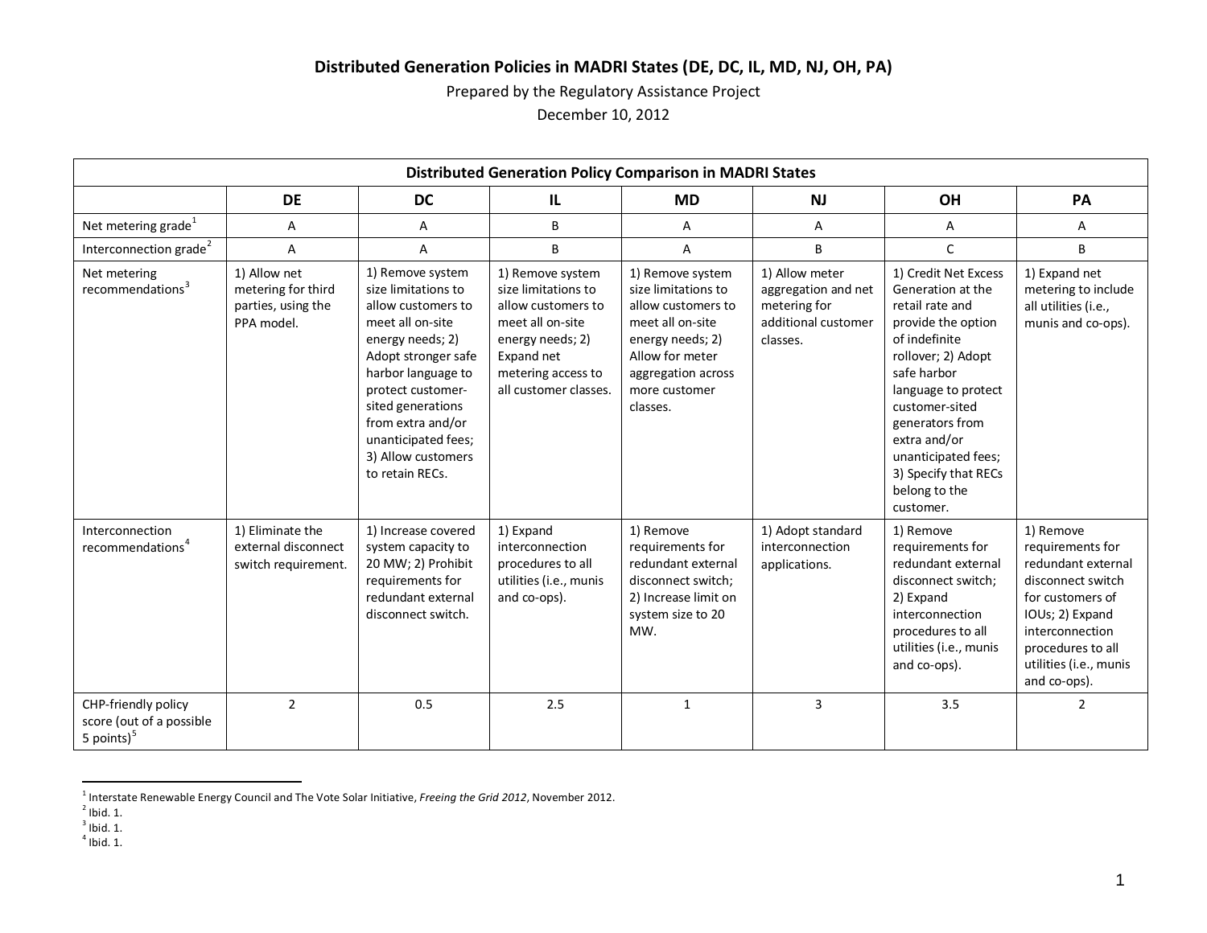# Distributed Generation Policies in MADRI States (DE, DC, IL, MD, NJ, OH, PA)

Prepared by the Regulatory Assistance Project

December 10, 2012

| Distributed Generation Policy Comparison in MADRI States | | | | | | | |
|---|---|---|---|---|---|---|---|
| | DE | DC | IL | MD | NJ | OH | PA |
| Net metering grade[1] | A | A | B | A | A | A | A |
| Interconnection grade[2] | A | A | B | A | B | C | B |
| Net metering recommendations[3] | 1) Allow net metering for third parties, using the PPA model. | 1) Remove system size limitations to allow customers to meet all on-site energy needs; 2) Adopt stronger safe harbor language to protect customer-sited generations from extra and/or unanticipated fees; 3) Allow customers to retain RECs. | 1) Remove system size limitations to allow customers to meet all on-site energy needs; 2) Expand net metering access to all customer classes. | 1) Remove system size limitations to allow customers to meet all on-site energy needs; 2) Allow for meter aggregation across more customer classes. | 1) Allow meter aggregation and net metering for additional customer classes. | 1) Credit Net Excess Generation at the retail rate and provide the option of indefinite rollover; 2) Adopt safe harbor language to protect customer-sited generators from extra and/or unanticipated fees; 3) Specify that RECs belong to the customer. | 1) Expand net metering to include all utilities (i.e., munis and co-ops). |
| Interconnection recommendations[4] | 1) Eliminate the external disconnect switch requirement. | 1) Increase covered system capacity to 20 MW; 2) Prohibit requirements for redundant external disconnect switch. | 1) Expand interconnection procedures to all utilities (i.e., munis and co-ops). | 1) Remove requirements for redundant external disconnect switch; 2) Increase limit on system size to 20 MW. | 1) Adopt standard interconnection applications. | 1) Remove requirements for redundant external disconnect switch; 2) Expand interconnection procedures to all utilities (i.e., munis and co-ops). | 1) Remove requirements for redundant external disconnect switch for customers of IOUs; 2) Expand interconnection procedures to all utilities (i.e., munis and co-ops). |
| CHP-friendly policy score (out of a possible 5 points)[5] | 2 | 0.5 | 2.5 | 1 | 3 | 3.5 | 2 |

[1] Interstate Renewable Energy Council and The Vote Solar Initiative, *Freeing the Grid 2012*, November 2012.
[2] Ibid. 1.
[3] Ibid. 1.
[4] Ibid. 1.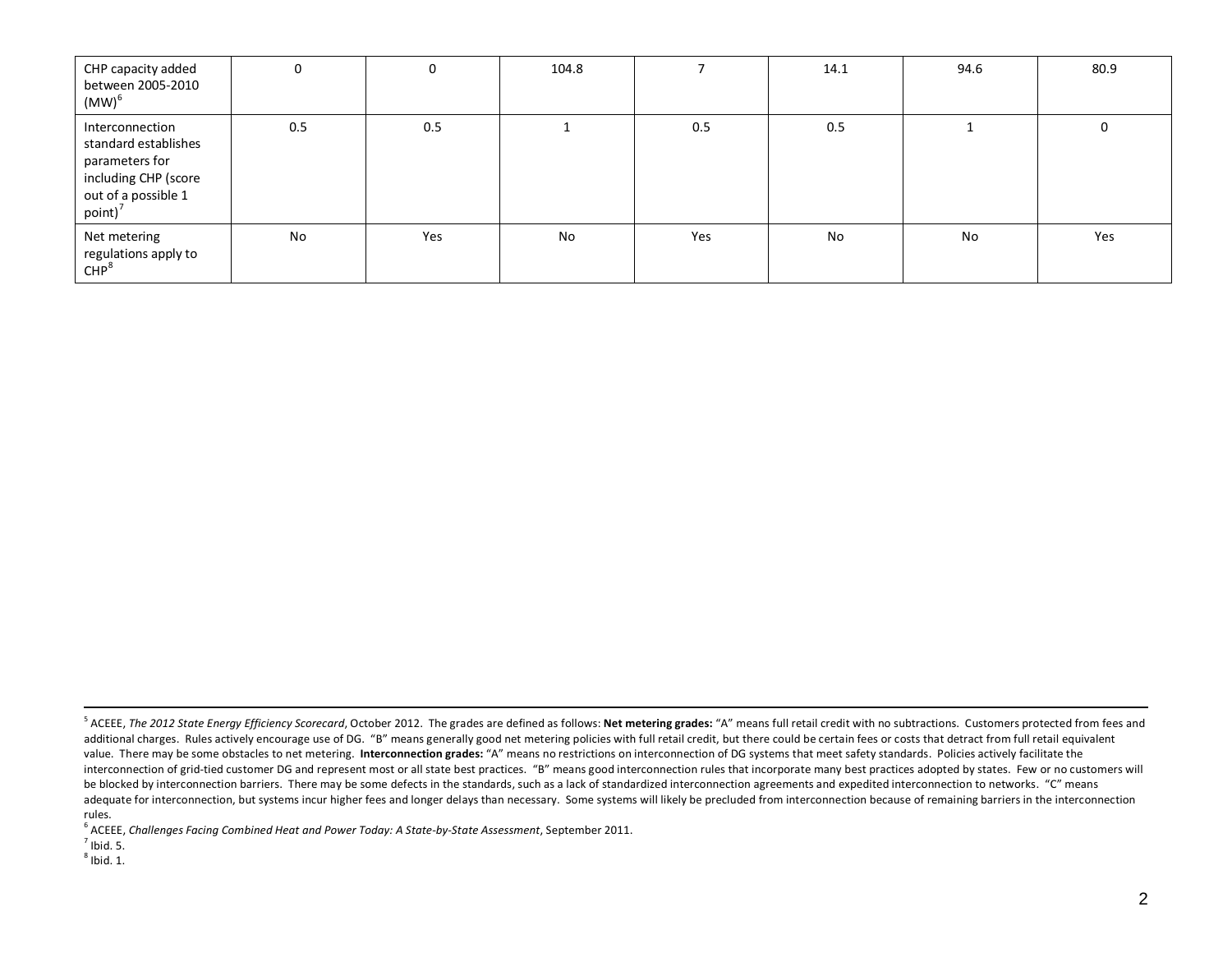| | | | | | | | |
|---|---|---|---|---|---|---|---|
| CHP capacity added between 2005-2010 (MW)[6] | 0 | 0 | 104.8 | 7 | 14.1 | 94.6 | 80.9 |
| Interconnection standard establishes parameters for including CHP (score out of a possible 1 point)[7] | 0.5 | 0.5 | 1 | 0.5 | 0.5 | 1 | 0 |
| Net metering regulations apply to CHP[8] | No | Yes | No | Yes | No | No | Yes |

---

[5] ACEEE, *The 2012 State Energy Efficiency Scorecard*, October 2012. The grades are defined as follows: **Net metering grades:** "A" means full retail credit with no subtractions. Customers protected from fees and additional charges. Rules actively encourage use of DG. "B" means generally good net metering policies with full retail credit, but there could be certain fees or costs that detract from full retail equivalent value. There may be some obstacles to net metering. **Interconnection grades:** "A" means no restrictions on interconnection of DG systems that meet safety standards. Policies actively facilitate the interconnection of grid-tied customer DG and represent most or all state best practices. "B" means good interconnection rules that incorporate many best practices adopted by states. Few or no customers will be blocked by interconnection barriers. There may be some defects in the standards, such as a lack of standardized interconnection agreements and expedited interconnection to networks. "C" means adequate for interconnection, but systems incur higher fees and longer delays than necessary. Some systems will likely be precluded from interconnection because of remaining barriers in the interconnection rules.

[6] ACEEE, *Challenges Facing Combined Heat and Power Today: A State-by-State Assessment*, September 2011.

[7] Ibid. 5.

[8] Ibid. 1.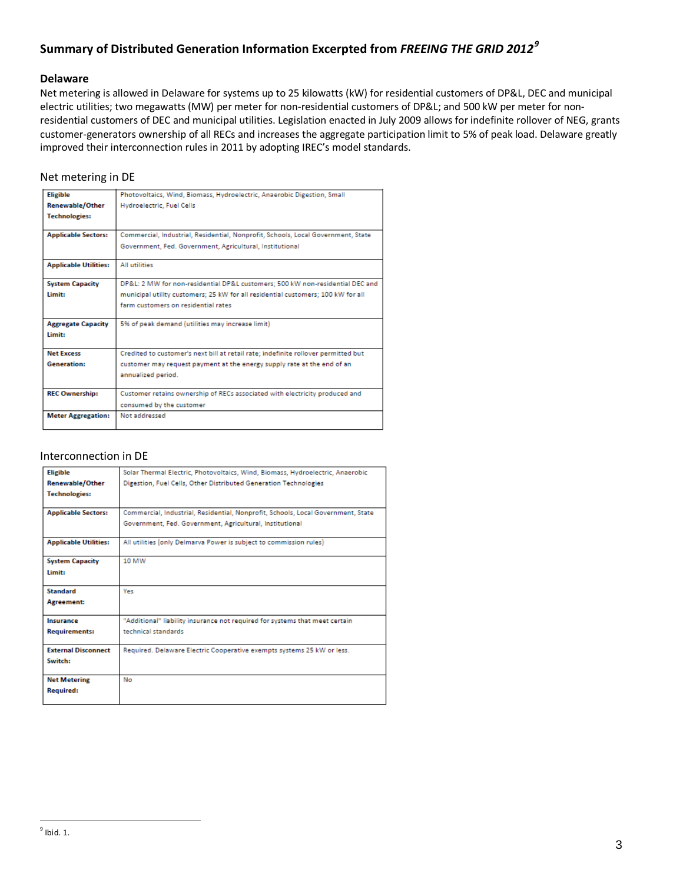## Summary of Distributed Generation Information Excerpted from *FREEING THE GRID 2012*[9]

### Delaware

Net metering is allowed in Delaware for systems up to 25 kilowatts (kW) for residential customers of DP&L, DEC and municipal electric utilities; two megawatts (MW) per meter for non-residential customers of DP&L; and 500 kW per meter for non-residential customers of DEC and municipal utilities. Legislation enacted in July 2009 allows for indefinite rollover of NEG, grants customer-generators ownership of all RECs and increases the aggregate participation limit to 5% of peak load. Delaware greatly improved their interconnection rules in 2011 by adopting IREC's model standards.

Net metering in DE

| | |
|---|---|
| **Eligible Renewable/Other Technologies:** | Photovoltaics, Wind, Biomass, Hydroelectric, Anaerobic Digestion, Small Hydroelectric, Fuel Cells |
| **Applicable Sectors:** | Commercial, Industrial, Residential, Nonprofit, Schools, Local Government, State Government, Fed. Government, Agricultural, Institutional |
| **Applicable Utilities:** | All utilities |
| **System Capacity Limit:** | DP&L: 2 MW for non-residential DP&L customers; 500 kW non-residential DEC and municipal utility customers; 25 kW for all residential customers; 100 kW for all farm customers on residential rates |
| **Aggregate Capacity Limit:** | 5% of peak demand (utilities may increase limit) |
| **Net Excess Generation:** | Credited to customer's next bill at retail rate; indefinite rollover permitted but customer may request payment at the energy supply rate at the end of an annualized period. |
| **REC Ownership:** | Customer retains ownership of RECs associated with electricity produced and consumed by the customer |
| **Meter Aggregation:** | Not addressed |

Interconnection in DE

| | |
|---|---|
| **Eligible Renewable/Other Technologies:** | Solar Thermal Electric, Photovoltaics, Wind, Biomass, Hydroelectric, Anaerobic Digestion, Fuel Cells, Other Distributed Generation Technologies |
| **Applicable Sectors:** | Commercial, Industrial, Residential, Nonprofit, Schools, Local Government, State Government, Fed. Government, Agricultural, Institutional |
| **Applicable Utilities:** | All utilities (only Delmarva Power is subject to commission rules) |
| **System Capacity Limit:** | 10 MW |
| **Standard Agreement:** | Yes |
| **Insurance Requirements:** | "Additional" liability insurance not required for systems that meet certain technical standards |
| **External Disconnect Switch:** | Required. Delaware Electric Cooperative exempts systems 25 kW or less. |
| **Net Metering Required:** | No |

[9] Ibid. 1.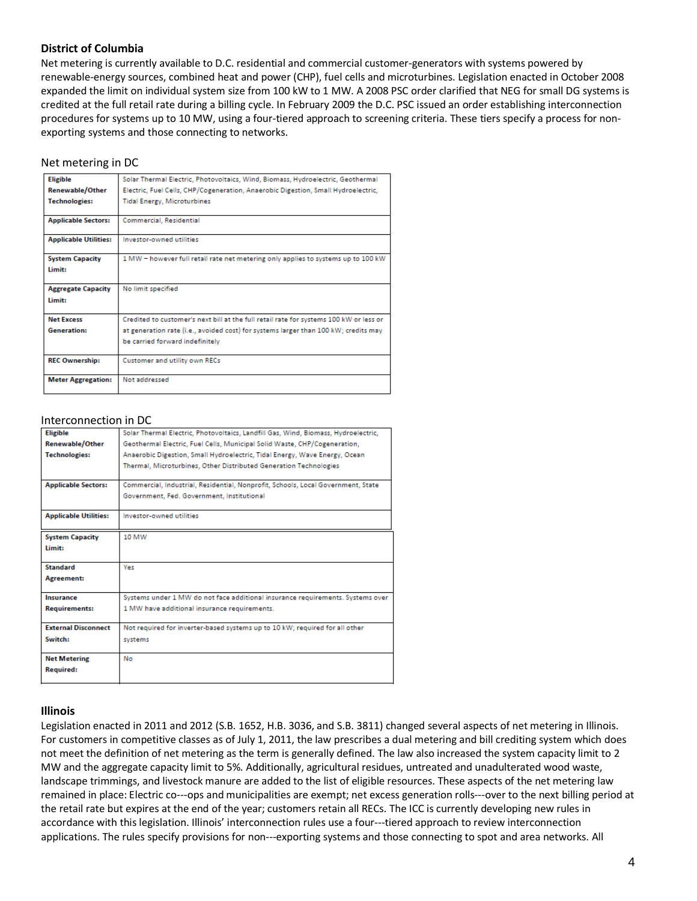### District of Columbia

Net metering is currently available to D.C. residential and commercial customer-generators with systems powered by renewable-energy sources, combined heat and power (CHP), fuel cells and microturbines. Legislation enacted in October 2008 expanded the limit on individual system size from 100 kW to 1 MW. A 2008 PSC order clarified that NEG for small DG systems is credited at the full retail rate during a billing cycle. In February 2009 the D.C. PSC issued an order establishing interconnection procedures for systems up to 10 MW, using a four-tiered approach to screening criteria. These tiers specify a process for non-exporting systems and those connecting to networks.

Net metering in DC

| | |
|---|---|
| **Eligible Renewable/Other Technologies:** | Solar Thermal Electric, Photovoltaics, Wind, Biomass, Hydroelectric, Geothermal Electric, Fuel Cells, CHP/Cogeneration, Anaerobic Digestion, Small Hydroelectric, Tidal Energy, Microturbines |
| **Applicable Sectors:** | Commercial, Residential |
| **Applicable Utilities:** | Investor-owned utilities |
| **System Capacity Limit:** | 1 MW – however full retail rate net metering only applies to systems up to 100 kW |
| **Aggregate Capacity Limit:** | No limit specified |
| **Net Excess Generation:** | Credited to customer's next bill at the full retail rate for systems 100 kW or less or at generation rate (i.e., avoided cost) for systems larger than 100 kW; credits may be carried forward indefinitely |
| **REC Ownership:** | Customer and utility own RECs |
| **Meter Aggregation:** | Not addressed |

Interconnection in DC

| | |
|---|---|
| **Eligible Renewable/Other Technologies:** | Solar Thermal Electric, Photovoltaics, Landfill Gas, Wind, Biomass, Hydroelectric, Geothermal Electric, Fuel Cells, Municipal Solid Waste, CHP/Cogeneration, Anaerobic Digestion, Small Hydroelectric, Tidal Energy, Wave Energy, Ocean Thermal, Microturbines, Other Distributed Generation Technologies |
| **Applicable Sectors:** | Commercial, Industrial, Residential, Nonprofit, Schools, Local Government, State Government, Fed. Government, Institutional |
| **Applicable Utilities:** | Investor-owned utilities |
| **System Capacity Limit:** | 10 MW |
| **Standard Agreement:** | Yes |
| **Insurance Requirements:** | Systems under 1 MW do not face additional insurance requirements. Systems over 1 MW have additional insurance requirements. |
| **External Disconnect Switch:** | Not required for inverter-based systems up to 10 kW; required for all other systems |
| **Net Metering Required:** | No |

### Illinois

Legislation enacted in 2011 and 2012 (S.B. 1652, H.B. 3036, and S.B. 3811) changed several aspects of net metering in Illinois. For customers in competitive classes as of July 1, 2011, the law prescribes a dual metering and bill crediting system which does not meet the definition of net metering as the term is generally defined. The law also increased the system capacity limit to 2 MW and the aggregate capacity limit to 5%. Additionally, agricultural residues, untreated and unadulterated wood waste, landscape trimmings, and livestock manure are added to the list of eligible resources. These aspects of the net metering law remained in place: Electric co---ops and municipalities are exempt; net excess generation rolls---over to the next billing period at the retail rate but expires at the end of the year; customers retain all RECs. The ICC is currently developing new rules in accordance with this legislation. Illinois' interconnection rules use a four---tiered approach to review interconnection applications. The rules specify provisions for non---exporting systems and those connecting to spot and area networks. All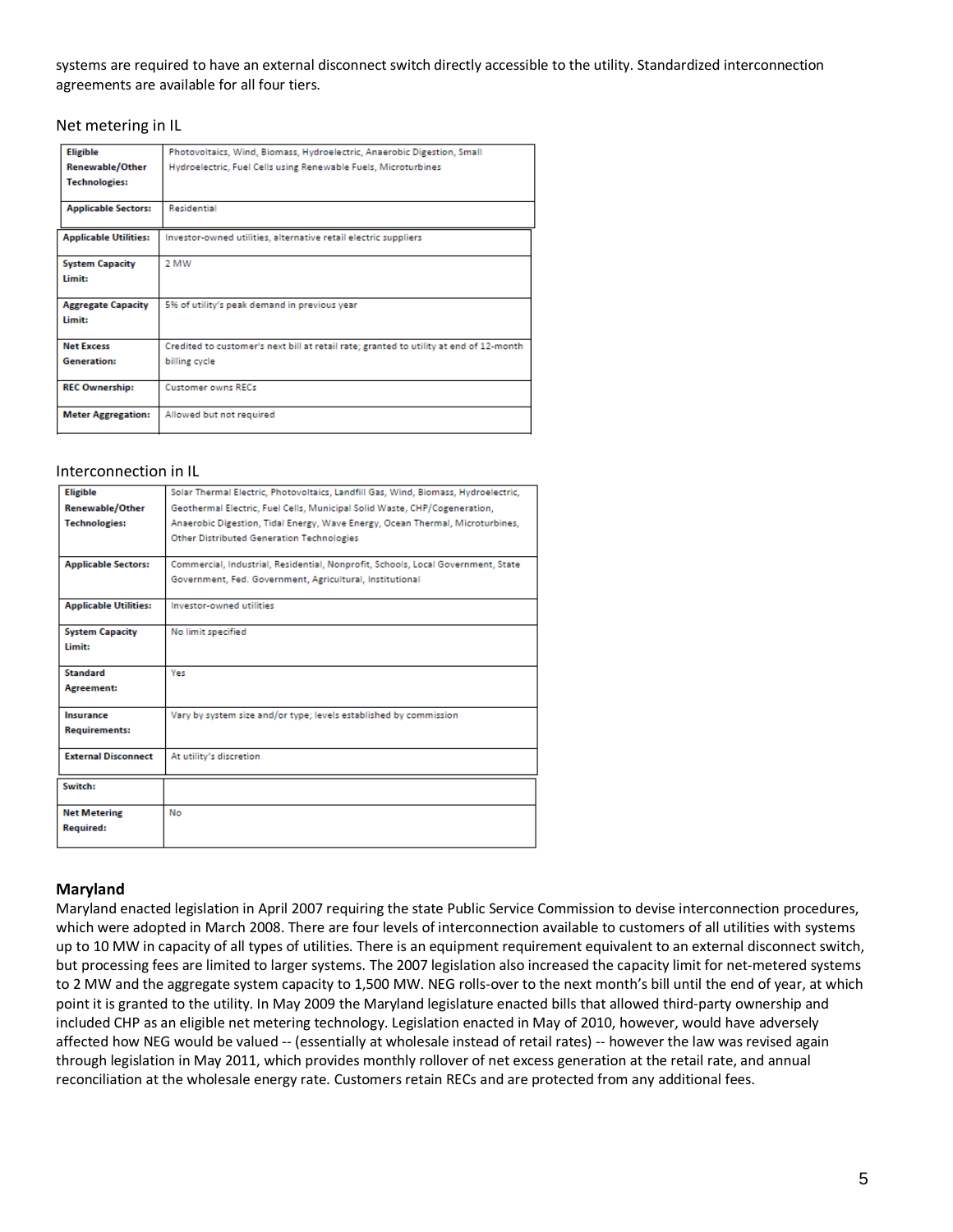systems are required to have an external disconnect switch directly accessible to the utility. Standardized interconnection agreements are available for all four tiers.

Net metering in IL

| | |
|---|---|
| **Eligible Renewable/Other Technologies:** | Photovoltaics, Wind, Biomass, Hydroelectric, Anaerobic Digestion, Small Hydroelectric, Fuel Cells using Renewable Fuels, Microturbines |
| **Applicable Sectors:** | Residential |
| **Applicable Utilities:** | Investor-owned utilities, alternative retail electric suppliers |
| **System Capacity Limit:** | 2 MW |
| **Aggregate Capacity Limit:** | 5% of utility's peak demand in previous year |
| **Net Excess Generation:** | Credited to customer's next bill at retail rate; granted to utility at end of 12-month billing cycle |
| **REC Ownership:** | Customer owns RECs |
| **Meter Aggregation:** | Allowed but not required |

Interconnection in IL

| | |
|---|---|
| **Eligible Renewable/Other Technologies:** | Solar Thermal Electric, Photovoltaics, Landfill Gas, Wind, Biomass, Hydroelectric, Geothermal Electric, Fuel Cells, Municipal Solid Waste, CHP/Cogeneration, Anaerobic Digestion, Tidal Energy, Wave Energy, Ocean Thermal, Microturbines, Other Distributed Generation Technologies |
| **Applicable Sectors:** | Commercial, Industrial, Residential, Nonprofit, Schools, Local Government, State Government, Fed. Government, Agricultural, Institutional |
| **Applicable Utilities:** | Investor-owned utilities |
| **System Capacity Limit:** | No limit specified |
| **Standard Agreement:** | Yes |
| **Insurance Requirements:** | Vary by system size and/or type; levels established by commission |
| **External Disconnect Switch:** | At utility's discretion |
| **Net Metering Required:** | No |

## Maryland

Maryland enacted legislation in April 2007 requiring the state Public Service Commission to devise interconnection procedures, which were adopted in March 2008. There are four levels of interconnection available to customers of all utilities with systems up to 10 MW in capacity of all types of utilities. There is an equipment requirement equivalent to an external disconnect switch, but processing fees are limited to larger systems. The 2007 legislation also increased the capacity limit for net-metered systems to 2 MW and the aggregate system capacity to 1,500 MW. NEG rolls-over to the next month's bill until the end of year, at which point it is granted to the utility. In May 2009 the Maryland legislature enacted bills that allowed third-party ownership and included CHP as an eligible net metering technology. Legislation enacted in May of 2010, however, would have adversely affected how NEG would be valued -- (essentially at wholesale instead of retail rates) -- however the law was revised again through legislation in May 2011, which provides monthly rollover of net excess generation at the retail rate, and annual reconciliation at the wholesale energy rate. Customers retain RECs and are protected from any additional fees.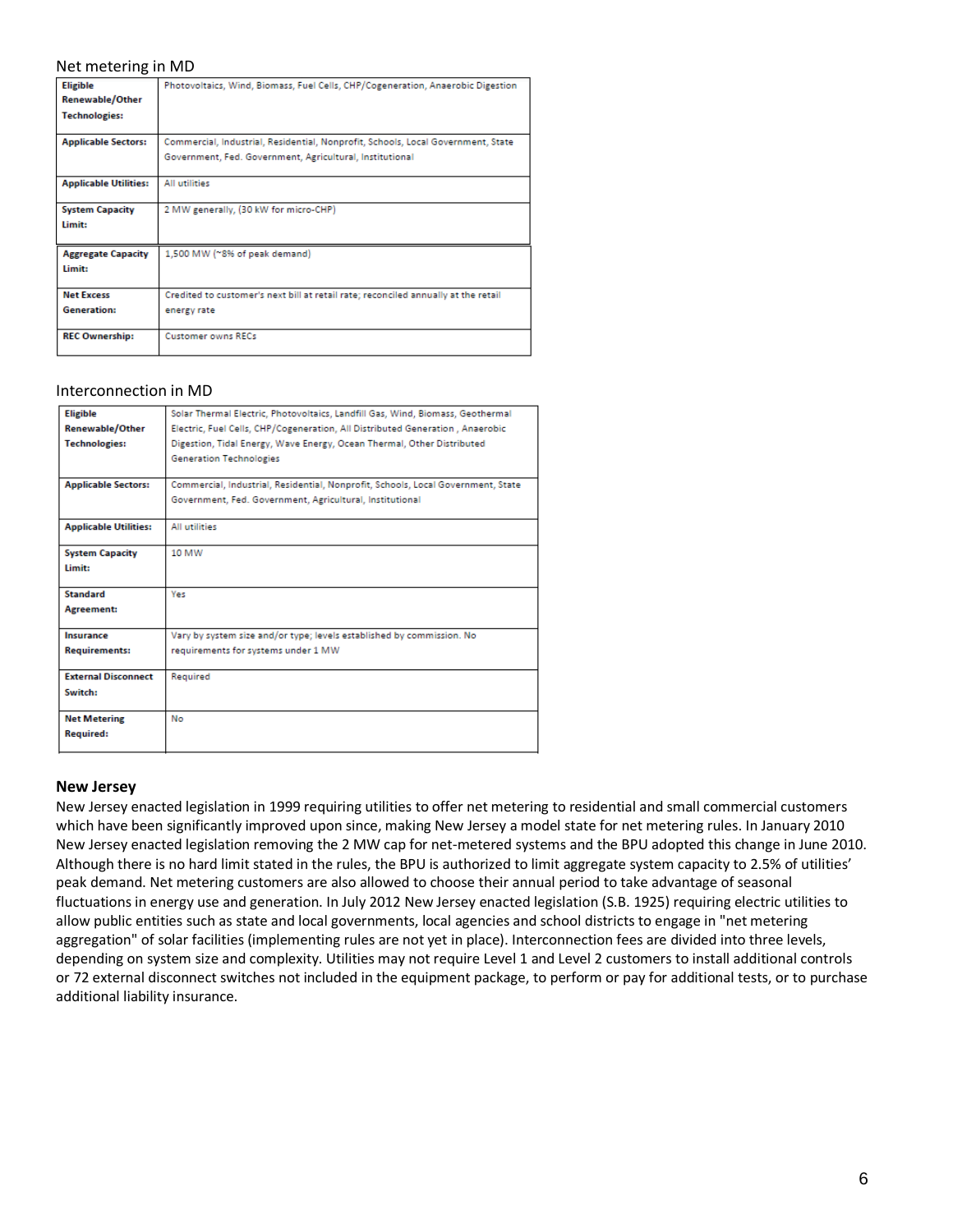Net metering in MD

| | |
|---|---|
| **Eligible Renewable/Other Technologies:** | Photovoltaics, Wind, Biomass, Fuel Cells, CHP/Cogeneration, Anaerobic Digestion |
| **Applicable Sectors:** | Commercial, Industrial, Residential, Nonprofit, Schools, Local Government, State Government, Fed. Government, Agricultural, Institutional |
| **Applicable Utilities:** | All utilities |
| **System Capacity Limit:** | 2 MW generally, (30 kW for micro-CHP) |
| **Aggregate Capacity Limit:** | 1,500 MW (~8% of peak demand) |
| **Net Excess Generation:** | Credited to customer's next bill at retail rate; reconciled annually at the retail energy rate |
| **REC Ownership:** | Customer owns RECs |

Interconnection in MD

| | |
|---|---|
| **Eligible Renewable/Other Technologies:** | Solar Thermal Electric, Photovoltaics, Landfill Gas, Wind, Biomass, Geothermal Electric, Fuel Cells, CHP/Cogeneration, All Distributed Generation , Anaerobic Digestion, Tidal Energy, Wave Energy, Ocean Thermal, Other Distributed Generation Technologies |
| **Applicable Sectors:** | Commercial, Industrial, Residential, Nonprofit, Schools, Local Government, State Government, Fed. Government, Agricultural, Institutional |
| **Applicable Utilities:** | All utilities |
| **System Capacity Limit:** | 10 MW |
| **Standard Agreement:** | Yes |
| **Insurance Requirements:** | Vary by system size and/or type; levels established by commission. No requirements for systems under 1 MW |
| **External Disconnect Switch:** | Required |
| **Net Metering Required:** | No |

### New Jersey

New Jersey enacted legislation in 1999 requiring utilities to offer net metering to residential and small commercial customers which have been significantly improved upon since, making New Jersey a model state for net metering rules. In January 2010 New Jersey enacted legislation removing the 2 MW cap for net-metered systems and the BPU adopted this change in June 2010. Although there is no hard limit stated in the rules, the BPU is authorized to limit aggregate system capacity to 2.5% of utilities' peak demand. Net metering customers are also allowed to choose their annual period to take advantage of seasonal fluctuations in energy use and generation. In July 2012 New Jersey enacted legislation (S.B. 1925) requiring electric utilities to allow public entities such as state and local governments, local agencies and school districts to engage in "net metering aggregation" of solar facilities (implementing rules are not yet in place). Interconnection fees are divided into three levels, depending on system size and complexity. Utilities may not require Level 1 and Level 2 customers to install additional controls or 72 external disconnect switches not included in the equipment package, to perform or pay for additional tests, or to purchase additional liability insurance.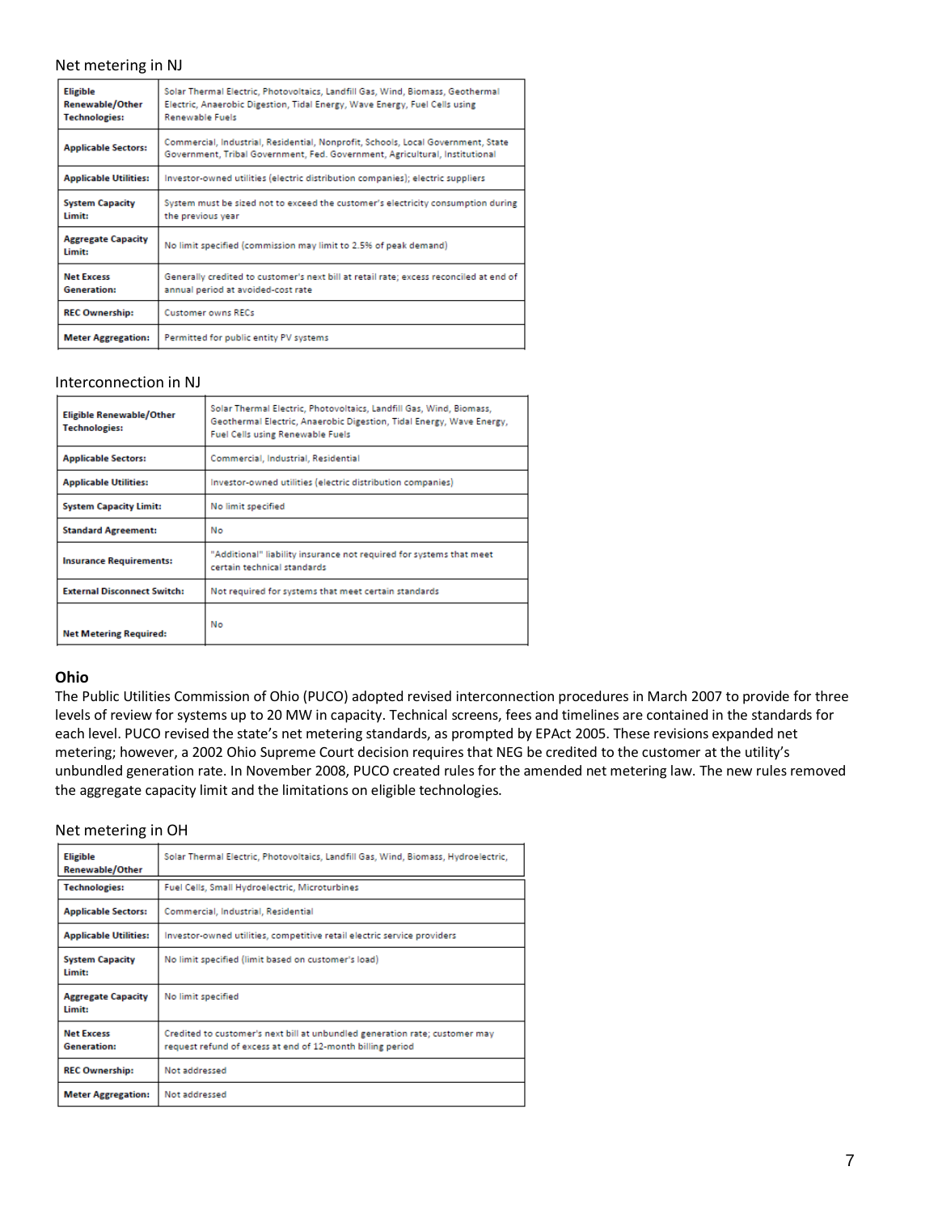Net metering in NJ

| Eligible Renewable/Other Technologies: | Solar Thermal Electric, Photovoltaics, Landfill Gas, Wind, Biomass, Geothermal Electric, Anaerobic Digestion, Tidal Energy, Wave Energy, Fuel Cells using Renewable Fuels |
|---|---|
| Applicable Sectors: | Commercial, Industrial, Residential, Nonprofit, Schools, Local Government, State Government, Tribal Government, Fed. Government, Agricultural, Institutional |
| Applicable Utilities: | Investor-owned utilities (electric distribution companies); electric suppliers |
| System Capacity Limit: | System must be sized not to exceed the customer's electricity consumption during the previous year |
| Aggregate Capacity Limit: | No limit specified (commission may limit to 2.5% of peak demand) |
| Net Excess Generation: | Generally credited to customer's next bill at retail rate; excess reconciled at end of annual period at avoided-cost rate |
| REC Ownership: | Customer owns RECs |
| Meter Aggregation: | Permitted for public entity PV systems |

Interconnection in NJ

| Eligible Renewable/Other Technologies: | Solar Thermal Electric, Photovoltaics, Landfill Gas, Wind, Biomass, Geothermal Electric, Anaerobic Digestion, Tidal Energy, Wave Energy, Fuel Cells using Renewable Fuels |
|---|---|
| Applicable Sectors: | Commercial, Industrial, Residential |
| Applicable Utilities: | Investor-owned utilities (electric distribution companies) |
| System Capacity Limit: | No limit specified |
| Standard Agreement: | No |
| Insurance Requirements: | "Additional" liability insurance not required for systems that meet certain technical standards |
| External Disconnect Switch: | Not required for systems that meet certain standards |
| Net Metering Required: | No |

**Ohio**

The Public Utilities Commission of Ohio (PUCO) adopted revised interconnection procedures in March 2007 to provide for three levels of review for systems up to 20 MW in capacity. Technical screens, fees and timelines are contained in the standards for each level. PUCO revised the state's net metering standards, as prompted by EPAct 2005. These revisions expanded net metering; however, a 2002 Ohio Supreme Court decision requires that NEG be credited to the customer at the utility's unbundled generation rate. In November 2008, PUCO created rules for the amended net metering law. The new rules removed the aggregate capacity limit and the limitations on eligible technologies.

Net metering in OH

| Eligible Renewable/Other Technologies: | Solar Thermal Electric, Photovoltaics, Landfill Gas, Wind, Biomass, Hydroelectric, Fuel Cells, Small Hydroelectric, Microturbines |
|---|---|
| Applicable Sectors: | Commercial, Industrial, Residential |
| Applicable Utilities: | Investor-owned utilities, competitive retail electric service providers |
| System Capacity Limit: | No limit specified (limit based on customer's load) |
| Aggregate Capacity Limit: | No limit specified |
| Net Excess Generation: | Credited to customer's next bill at unbundled generation rate; customer may request refund of excess at end of 12-month billing period |
| REC Ownership: | Not addressed |
| Meter Aggregation: | Not addressed |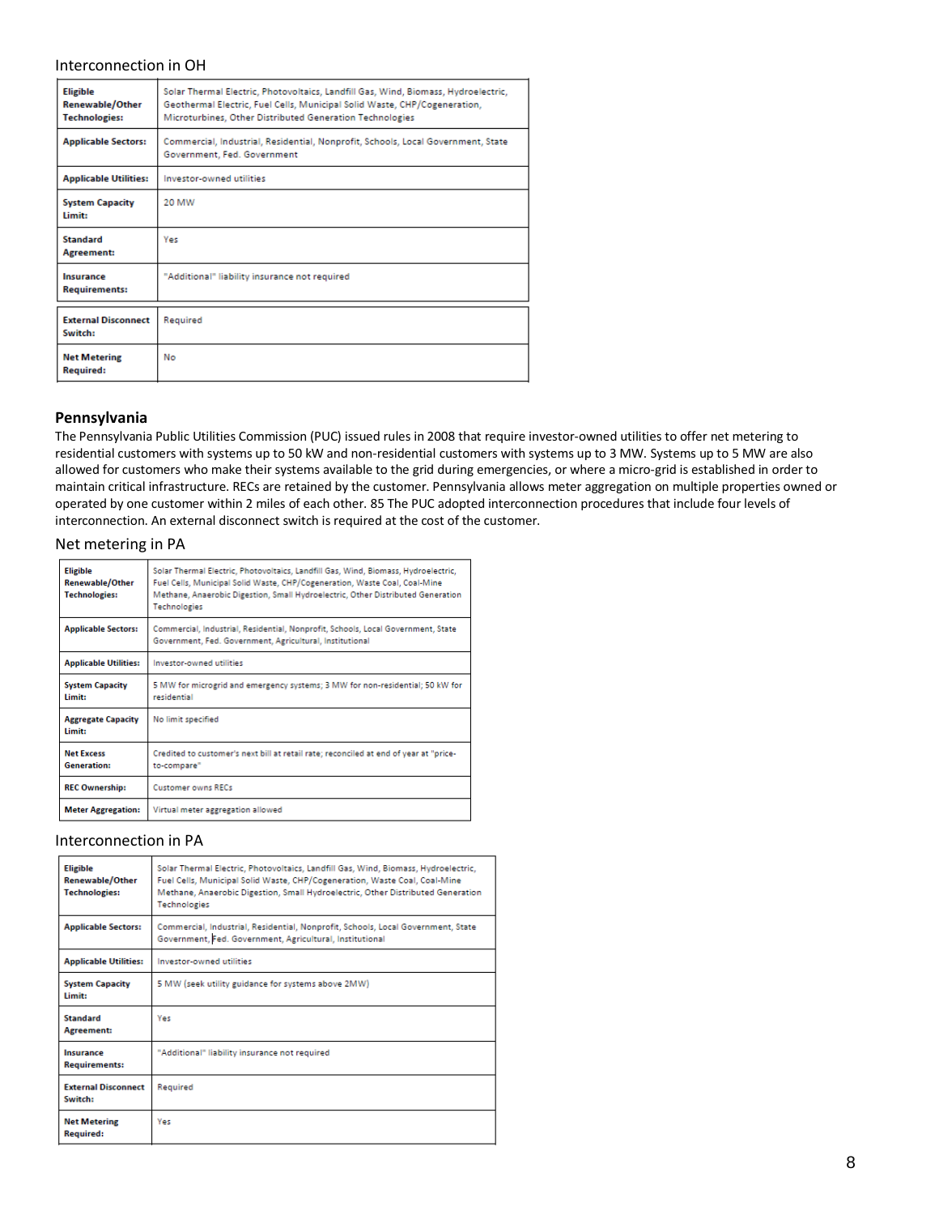Interconnection in OH

| | |
|---|---|
| **Eligible Renewable/Other Technologies:** | Solar Thermal Electric, Photovoltaics, Landfill Gas, Wind, Biomass, Hydroelectric, Geothermal Electric, Fuel Cells, Municipal Solid Waste, CHP/Cogeneration, Microturbines, Other Distributed Generation Technologies |
| **Applicable Sectors:** | Commercial, Industrial, Residential, Nonprofit, Schools, Local Government, State Government, Fed. Government |
| **Applicable Utilities:** | Investor-owned utilities |
| **System Capacity Limit:** | 20 MW |
| **Standard Agreement:** | Yes |
| **Insurance Requirements:** | "Additional" liability insurance not required |
| **External Disconnect Switch:** | Required |
| **Net Metering Required:** | No |

### Pennsylvania

The Pennsylvania Public Utilities Commission (PUC) issued rules in 2008 that require investor-owned utilities to offer net metering to residential customers with systems up to 50 kW and non-residential customers with systems up to 3 MW. Systems up to 5 MW are also allowed for customers who make their systems available to the grid during emergencies, or where a micro-grid is established in order to maintain critical infrastructure. RECs are retained by the customer. Pennsylvania allows meter aggregation on multiple properties owned or operated by one customer within 2 miles of each other. 85 The PUC adopted interconnection procedures that include four levels of interconnection. An external disconnect switch is required at the cost of the customer.

Net metering in PA

| | |
|---|---|
| **Eligible Renewable/Other Technologies:** | Solar Thermal Electric, Photovoltaics, Landfill Gas, Wind, Biomass, Hydroelectric, Fuel Cells, Municipal Solid Waste, CHP/Cogeneration, Waste Coal, Coal-Mine Methane, Anaerobic Digestion, Small Hydroelectric, Other Distributed Generation Technologies |
| **Applicable Sectors:** | Commercial, Industrial, Residential, Nonprofit, Schools, Local Government, State Government, Fed. Government, Agricultural, Institutional |
| **Applicable Utilities:** | Investor-owned utilities |
| **System Capacity Limit:** | 5 MW for microgrid and emergency systems; 3 MW for non-residential; 50 kW for residential |
| **Aggregate Capacity Limit:** | No limit specified |
| **Net Excess Generation:** | Credited to customer's next bill at retail rate; reconciled at end of year at "price-to-compare" |
| **REC Ownership:** | Customer owns RECs |
| **Meter Aggregation:** | Virtual meter aggregation allowed |

Interconnection in PA

| | |
|---|---|
| **Eligible Renewable/Other Technologies:** | Solar Thermal Electric, Photovoltaics, Landfill Gas, Wind, Biomass, Hydroelectric, Fuel Cells, Municipal Solid Waste, CHP/Cogeneration, Waste Coal, Coal-Mine Methane, Anaerobic Digestion, Small Hydroelectric, Other Distributed Generation Technologies |
| **Applicable Sectors:** | Commercial, Industrial, Residential, Nonprofit, Schools, Local Government, State Government, Fed. Government, Agricultural, Institutional |
| **Applicable Utilities:** | Investor-owned utilities |
| **System Capacity Limit:** | 5 MW (seek utility guidance for systems above 2MW) |
| **Standard Agreement:** | Yes |
| **Insurance Requirements:** | "Additional" liability insurance not required |
| **External Disconnect Switch:** | Required |
| **Net Metering Required:** | Yes |